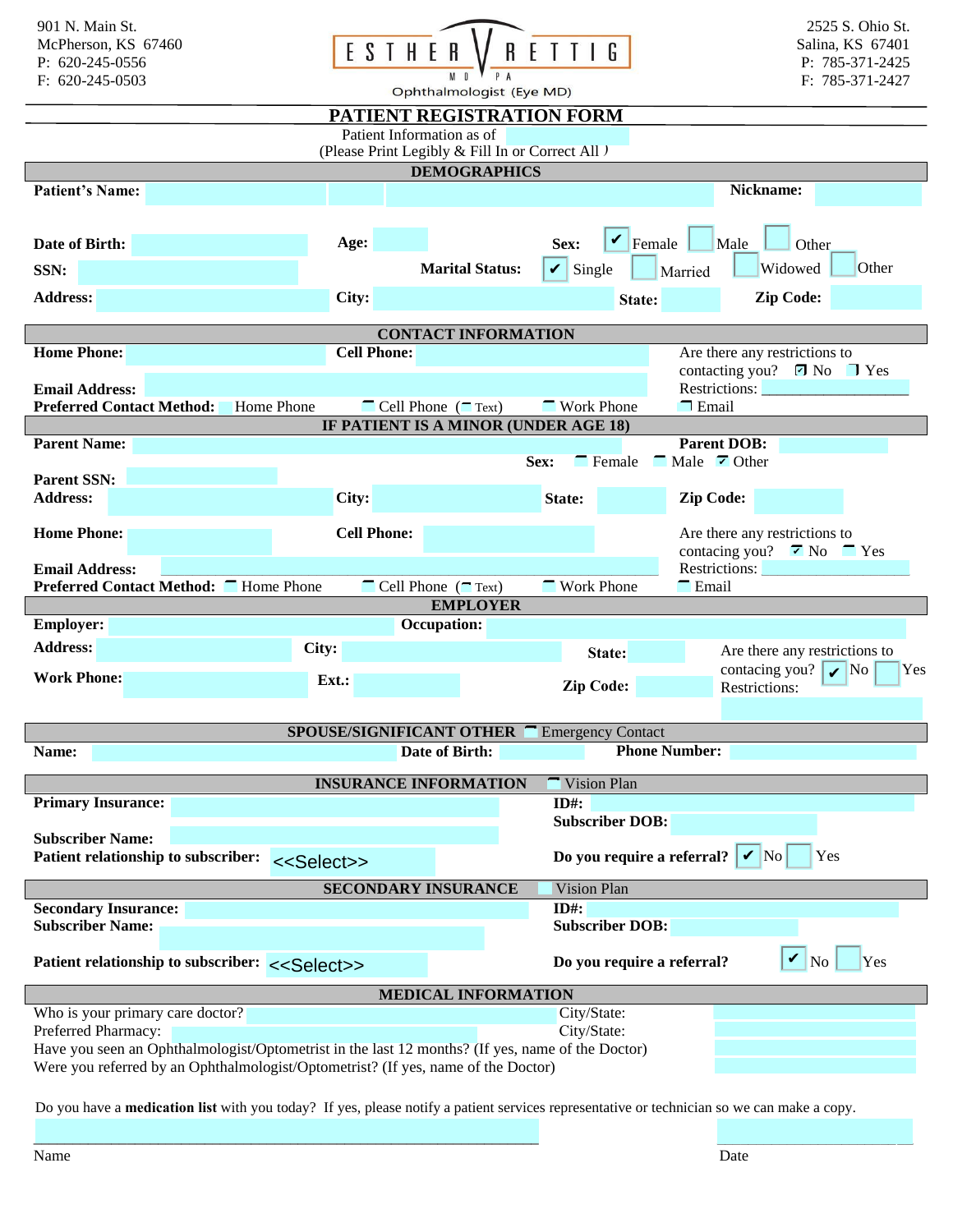901 N. Main St.
McPherson, KS 67460
P: 620-245-0556
F: 620-245-0503

ESTHER V RETTIG
MD PA
Ophthalmologist (Eye MD)

2525 S. Ohio St.
Salina, KS 67401
P: 785-371-2425
F: 785-371-2427

# PATIENT REGISTRATION FORM

Patient Information as of

(Please Print Legibly & Fill In or Correct All )

## DEMOGRAPHICS

**Patient's Name:** **Nickname:**

**Date of Birth:** **Age:** **Sex:** ☑ Female ☐ Male ☐ Other

**SSN:** **Marital Status:** ☑ Single ☐ Married ☐ Widowed ☐ Other

**Address:** **City:** **State:** **Zip Code:**

## CONTACT INFORMATION

**Home Phone:** **Cell Phone:**

Are there any restrictions to contacting you? ☑ No ☐ Yes

**Email Address:**

Restrictions: ___________________

**Preferred Contact Method:** ☐ Home Phone ☐ Cell Phone (☐ Text) ☐ Work Phone ☐ Email

## IF PATIENT IS A MINOR (UNDER AGE 18)

**Parent Name:** **Parent DOB:**

**Sex:** ☐ Female ☐ Male ☑ Other

**Parent SSN:**

**Address:** **City:** **State:** **Zip Code:**

**Home Phone:** **Cell Phone:**

Are there any restrictions to contacing you? ☑ No ☐ Yes

**Email Address:**

Restrictions:

**Preferred Contact Method:** ☐ Home Phone ☐ Cell Phone (☐ Text) ☐ Work Phone ☐ Email

## EMPLOYER

**Employer:** **Occupation:**

**Address:** **City:** **State:**

Are there any restrictions to contacing you? ☑ No ☐ Yes

**Work Phone:** **Ext.:** **Zip Code:**

Restrictions:

## SPOUSE/SIGNIFICANT OTHER ☐ Emergency Contact

**Name:** **Date of Birth:** **Phone Number:**

## INSURANCE INFORMATION ☐ Vision Plan

**Primary Insurance:** **ID#:**

**Subscriber DOB:**

**Subscriber Name:**

**Patient relationship to subscriber:** <<Select>> **Do you require a referral?** ☑ No ☐ Yes

## SECONDARY INSURANCE ☐ Vision Plan

**Secondary Insurance:** **ID#:**

**Subscriber Name:** **Subscriber DOB:**

**Patient relationship to subscriber:** <<Select>> **Do you require a referral?** ☑ No ☐ Yes

## MEDICAL INFORMATION

Who is your primary care doctor? City/State:

Preferred Pharmacy: City/State:

Have you seen an Ophthalmologist/Optometrist in the last 12 months? (If yes, name of the Doctor)

Were you referred by an Ophthalmologist/Optometrist? (If yes, name of the Doctor)

Do you have a **medication list** with you today? If yes, please notify a patient services representative or technician so we can make a copy.

_______________________________________ ____________________

Name Date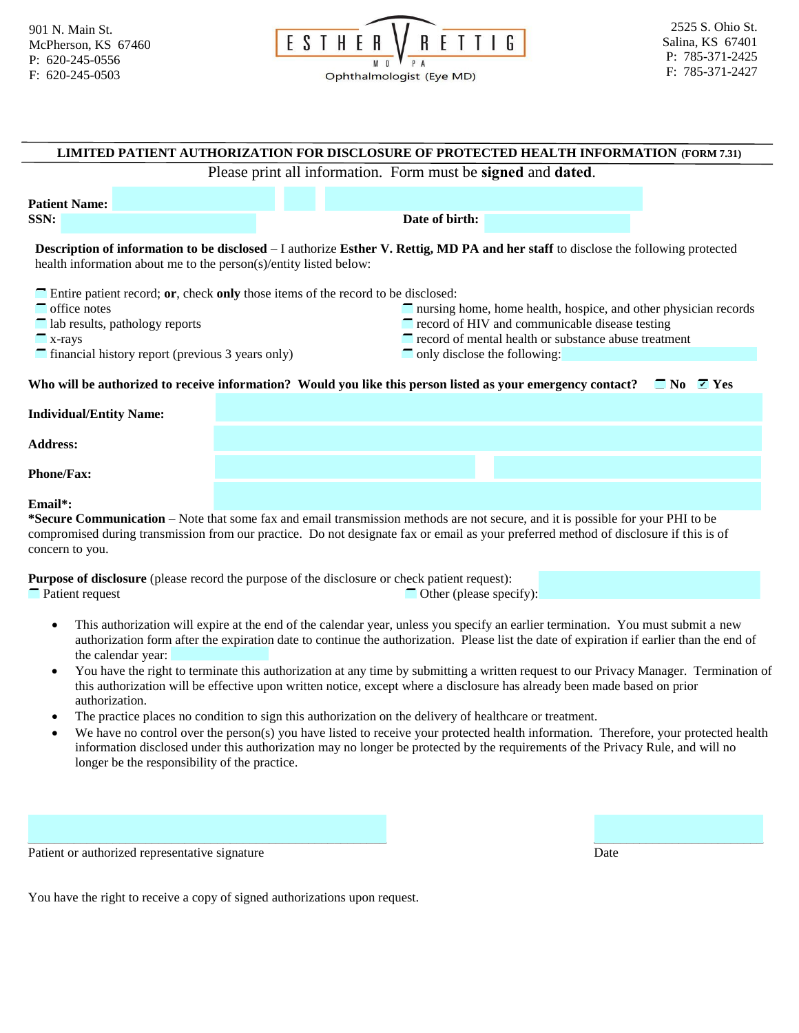901 N. Main St.
McPherson, KS 67460
P: 620-245-0556
F: 620-245-0503

ESTHER V RETTIG
M D P A
Ophthalmologist (Eye MD)

2525 S. Ohio St.
Salina, KS 67401
P: 785-371-2425
F: 785-371-2427

## LIMITED PATIENT AUTHORIZATION FOR DISCLOSURE OF PROTECTED HEALTH INFORMATION (FORM 7.31)

Please print all information. Form must be **signed** and **dated**.

**Patient Name:**

**SSN:** **Date of birth:**

**Description of information to be disclosed** – I authorize **Esther V. Rettig, MD PA and her staff** to disclose the following protected health information about me to the person(s)/entity listed below:

- ☐ Entire patient record; **or**, check **only** those items of the record to be disclosed:
- ☐ office notes
- ☐ lab results, pathology reports
- ☐ x-rays
- ☐ financial history report (previous 3 years only)
- ☐ nursing home, home health, hospice, and other physician records
- ☐ record of HIV and communicable disease testing
- ☐ record of mental health or substance abuse treatment
- ☐ only disclose the following:

**Who will be authorized to receive information? Would you like this person listed as your emergency contact?** ☐ **No** ☑ **Yes**

**Individual/Entity Name:**

**Address:**

**Phone/Fax:**

**Email\*:**

**\*Secure Communication** – Note that some fax and email transmission methods are not secure, and it is possible for your PHI to be compromised during transmission from our practice. Do not designate fax or email as your preferred method of disclosure if this is of concern to you.

**Purpose of disclosure** (please record the purpose of the disclosure or check patient request):

☐ Patient request ☐ Other (please specify):

- This authorization will expire at the end of the calendar year, unless you specify an earlier termination. You must submit a new authorization form after the expiration date to continue the authorization. Please list the date of expiration if earlier than the end of the calendar year:
- You have the right to terminate this authorization at any time by submitting a written request to our Privacy Manager. Termination of this authorization will be effective upon written notice, except where a disclosure has already been made based on prior authorization.
- The practice places no condition to sign this authorization on the delivery of healthcare or treatment.
- We have no control over the person(s) you have listed to receive your protected health information. Therefore, your protected health information disclosed under this authorization may no longer be protected by the requirements of the Privacy Rule, and will no longer be the responsibility of the practice.

Patient or authorized representative signature Date

You have the right to receive a copy of signed authorizations upon request.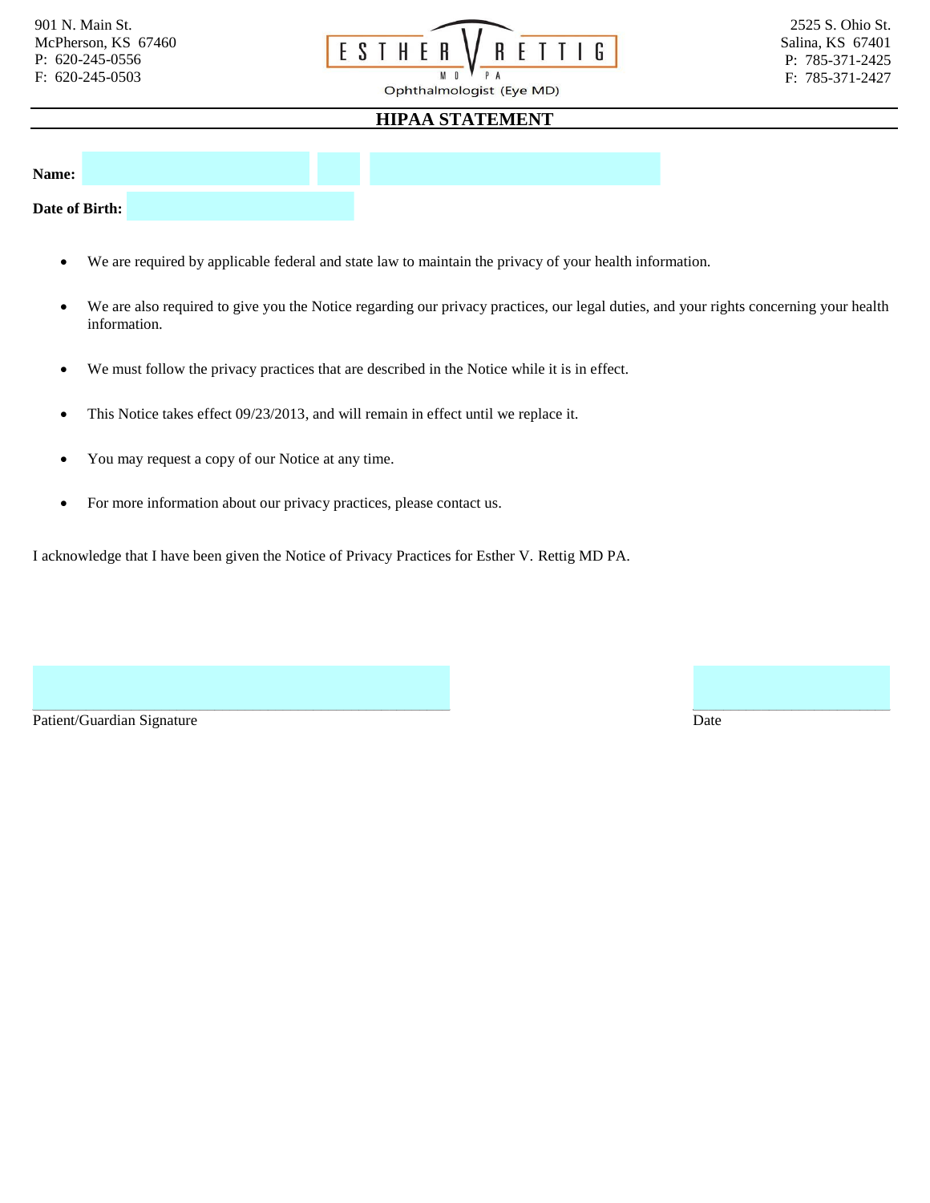901 N. Main St.
McPherson, KS 67460
P: 620-245-0556
F: 620-245-0503

ESTHER V RETTIG MD PA
Ophthalmologist (Eye MD)

2525 S. Ohio St.
Salina, KS 67401
P: 785-371-2425
F: 785-371-2427

## HIPAA STATEMENT

**Name:**

**Date of Birth:**

- We are required by applicable federal and state law to maintain the privacy of your health information.
- We are also required to give you the Notice regarding our privacy practices, our legal duties, and your rights concerning your health information.
- We must follow the privacy practices that are described in the Notice while it is in effect.
- This Notice takes effect 09/23/2013, and will remain in effect until we replace it.
- You may request a copy of our Notice at any time.
- For more information about our privacy practices, please contact us.

I acknowledge that I have been given the Notice of Privacy Practices for Esther V. Rettig MD PA.

Patient/Guardian Signature

Date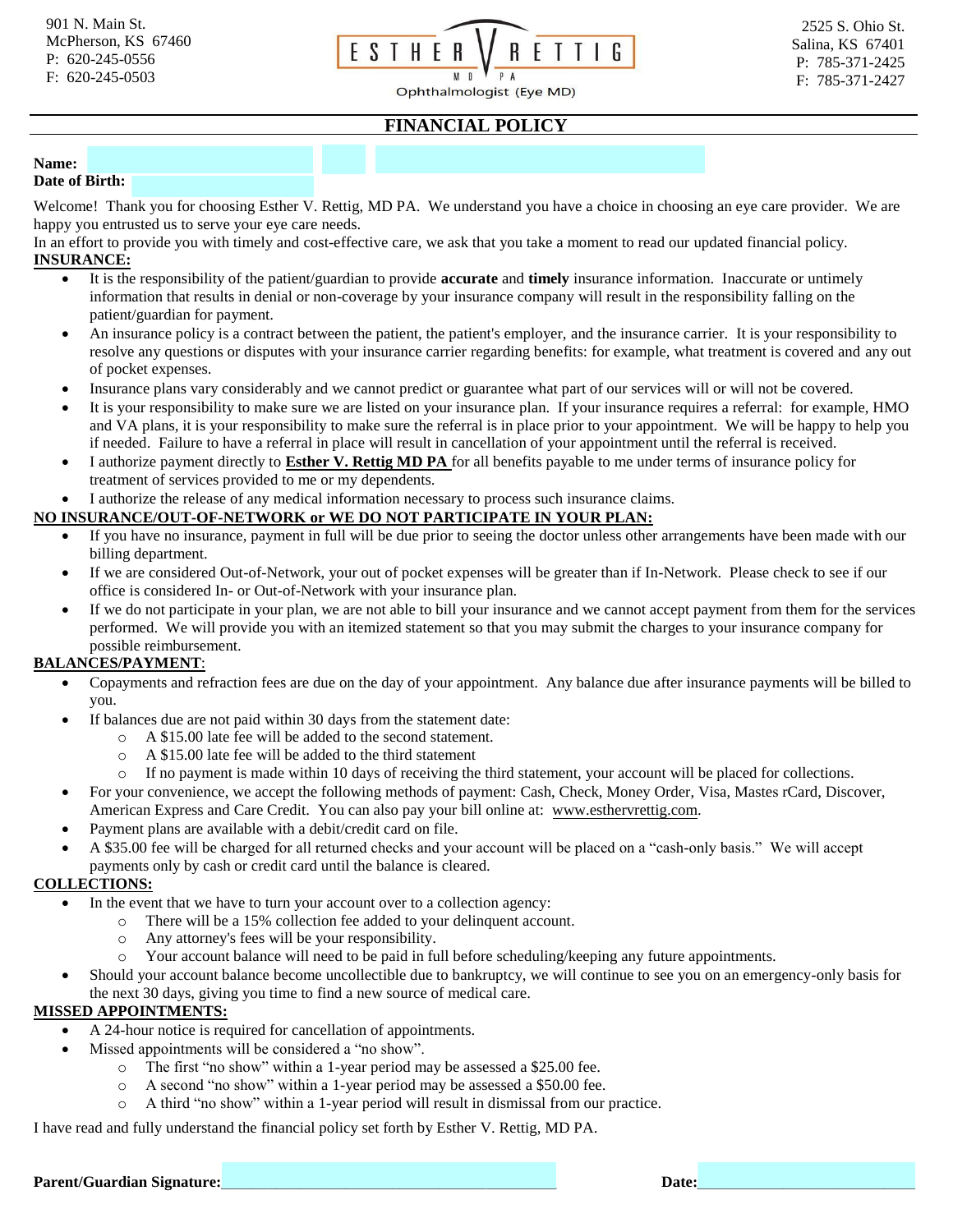901 N. Main St.
McPherson, KS 67460
P: 620-245-0556
F: 620-245-0503

ESTHER V RETTIG
MD PA
Ophthalmologist (Eye MD)

2525 S. Ohio St.
Salina, KS 67401
P: 785-371-2425
F: 785-371-2427

# FINANCIAL POLICY

**Name:**
**Date of Birth:**

Welcome! Thank you for choosing Esther V. Rettig, MD PA. We understand you have a choice in choosing an eye care provider. We are happy you entrusted us to serve your eye care needs.

In an effort to provide you with timely and cost-effective care, we ask that you take a moment to read our updated financial policy.

**INSURANCE:**

- It is the responsibility of the patient/guardian to provide **accurate** and **timely** insurance information. Inaccurate or untimely information that results in denial or non-coverage by your insurance company will result in the responsibility falling on the patient/guardian for payment.
- An insurance policy is a contract between the patient, the patient's employer, and the insurance carrier. It is your responsibility to resolve any questions or disputes with your insurance carrier regarding benefits: for example, what treatment is covered and any out of pocket expenses.
- Insurance plans vary considerably and we cannot predict or guarantee what part of our services will or will not be covered.
- It is your responsibility to make sure we are listed on your insurance plan. If your insurance requires a referral: for example, HMO and VA plans, it is your responsibility to make sure the referral is in place prior to your appointment. We will be happy to help you if needed. Failure to have a referral in place will result in cancellation of your appointment until the referral is received.
- I authorize payment directly to **Esther V. Rettig MD PA** for all benefits payable to me under terms of insurance policy for treatment of services provided to me or my dependents.
- I authorize the release of any medical information necessary to process such insurance claims.

**NO INSURANCE/OUT-OF-NETWORK or WE DO NOT PARTICIPATE IN YOUR PLAN:**

- If you have no insurance, payment in full will be due prior to seeing the doctor unless other arrangements have been made with our billing department.
- If we are considered Out-of-Network, your out of pocket expenses will be greater than if In-Network. Please check to see if our office is considered In- or Out-of-Network with your insurance plan.
- If we do not participate in your plan, we are not able to bill your insurance and we cannot accept payment from them for the services performed. We will provide you with an itemized statement so that you may submit the charges to your insurance company for possible reimbursement.

**BALANCES/PAYMENT**:

- Copayments and refraction fees are due on the day of your appointment. Any balance due after insurance payments will be billed to you.
- If balances due are not paid within 30 days from the statement date:
  - A $15.00 late fee will be added to the second statement.
  - A $15.00 late fee will be added to the third statement
  - If no payment is made within 10 days of receiving the third statement, your account will be placed for collections.
- For your convenience, we accept the following methods of payment: Cash, Check, Money Order, Visa, Mastes rCard, Discover, American Express and Care Credit. You can also pay your bill online at: www.esthervrettig.com.
- Payment plans are available with a debit/credit card on file.
- A $35.00 fee will be charged for all returned checks and your account will be placed on a "cash-only basis." We will accept payments only by cash or credit card until the balance is cleared.

**COLLECTIONS:**

- In the event that we have to turn your account over to a collection agency:
  - There will be a 15% collection fee added to your delinquent account.
  - Any attorney's fees will be your responsibility.
  - Your account balance will need to be paid in full before scheduling/keeping any future appointments.
- Should your account balance become uncollectible due to bankruptcy, we will continue to see you on an emergency-only basis for the next 30 days, giving you time to find a new source of medical care.

**MISSED APPOINTMENTS:**

- A 24-hour notice is required for cancellation of appointments.
- Missed appointments will be considered a "no show".
  - The first "no show" within a 1-year period may be assessed a $25.00 fee.
  - A second "no show" within a 1-year period may be assessed a $50.00 fee.
  - A third "no show" within a 1-year period will result in dismissal from our practice.

I have read and fully understand the financial policy set forth by Esther V. Rettig, MD PA.

**Parent/Guardian Signature:**_______________________________ **Date:**_______________________